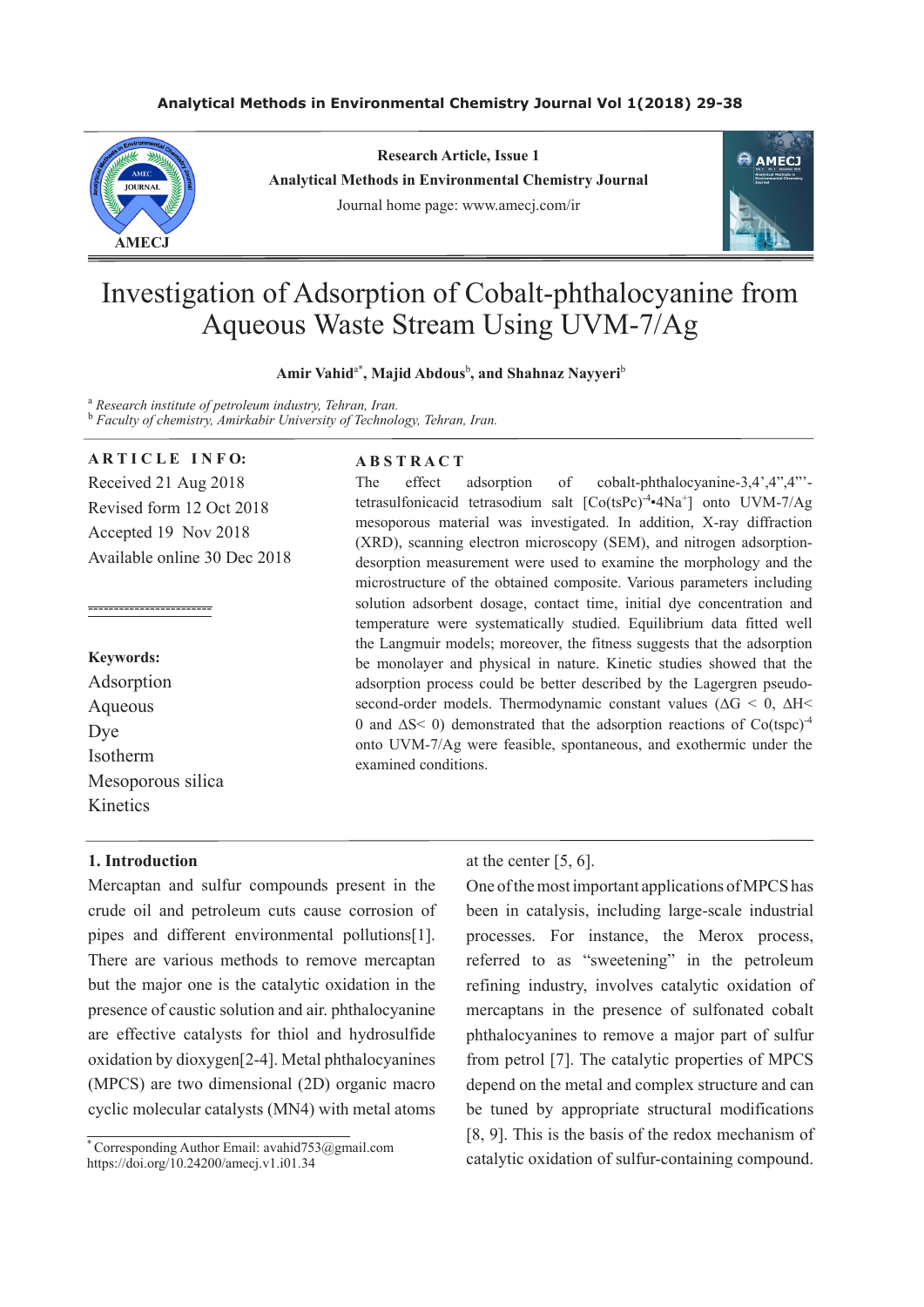Research Article, Issue 1

Analytical Methods in Environmental Chemistry Journal

Journal home page: www.amecj.com/ir

# Investigation of Adsorption of Cobalt-phthalocyanine from Aqueous Waste Stream Using UVM-7/Ag

**Amir Vahid[a*], Majid Abdous[b], and Shahnaz Nayyeri[b]**

[a] *Research institute of petroleum industry, Tehran, Iran.*
[b] *Faculty of chemistry, Amirkabir University of Technology, Tehran, Iran.*

**ARTICLE INFO:**

Received 21 Aug 2018
Revised form 12 Oct 2018
Accepted 19 Nov 2018
Available online 30 Dec 2018

**Keywords:**
Adsorption
Aqueous
Dye
Isotherm
Mesoporous silica
Kinetics

**ABSTRACT**

The effect adsorption of cobalt-phthalocyanine-3,4',4",4"'-tetrasulfonicacid tetrasodium salt $[Co(tsPc)^{-4}•4Na^{+}]$ onto UVM-7/Ag mesoporous material was investigated. In addition, X-ray diffraction (XRD), scanning electron microscopy (SEM), and nitrogen adsorption-desorption measurement were used to examine the morphology and the microstructure of the obtained composite. Various parameters including solution adsorbent dosage, contact time, initial dye concentration and temperature were systematically studied. Equilibrium data fitted well the Langmuir models; moreover, the fitness suggests that the adsorption be monolayer and physical in nature. Kinetic studies showed that the adsorption process could be better described by the Lagergren pseudo-second-order models. Thermodynamic constant values ($\Delta G < 0$, $\Delta H < 0$ and $\Delta S < 0$) demonstrated that the adsorption reactions of $Co(tspc)^{-4}$ onto UVM-7/Ag were feasible, spontaneous, and exothermic under the examined conditions.

## 1. Introduction

Mercaptan and sulfur compounds present in the crude oil and petroleum cuts cause corrosion of pipes and different environmental pollutions[1]. There are various methods to remove mercaptan but the major one is the catalytic oxidation in the presence of caustic solution and air. phthalocyanine are effective catalysts for thiol and hydrosulfide oxidation by dioxygen[2-4]. Metal phthalocyanines (MPCS) are two dimensional (2D) organic macro cyclic molecular catalysts (MN4) with metal atoms at the center [5, 6].

One of the most important applications of MPCS has been in catalysis, including large-scale industrial processes. For instance, the Merox process, referred to as "sweetening" in the petroleum refining industry, involves catalytic oxidation of mercaptans in the presence of sulfonated cobalt phthalocyanines to remove a major part of sulfur from petrol [7]. The catalytic properties of MPCS depend on the metal and complex structure and can be tuned by appropriate structural modifications [8, 9]. This is the basis of the redox mechanism of catalytic oxidation of sulfur-containing compound.

[*] Corresponding Author Email: avahid753@gmail.com
https://doi.org/10.24200/amecj.v1.i01.34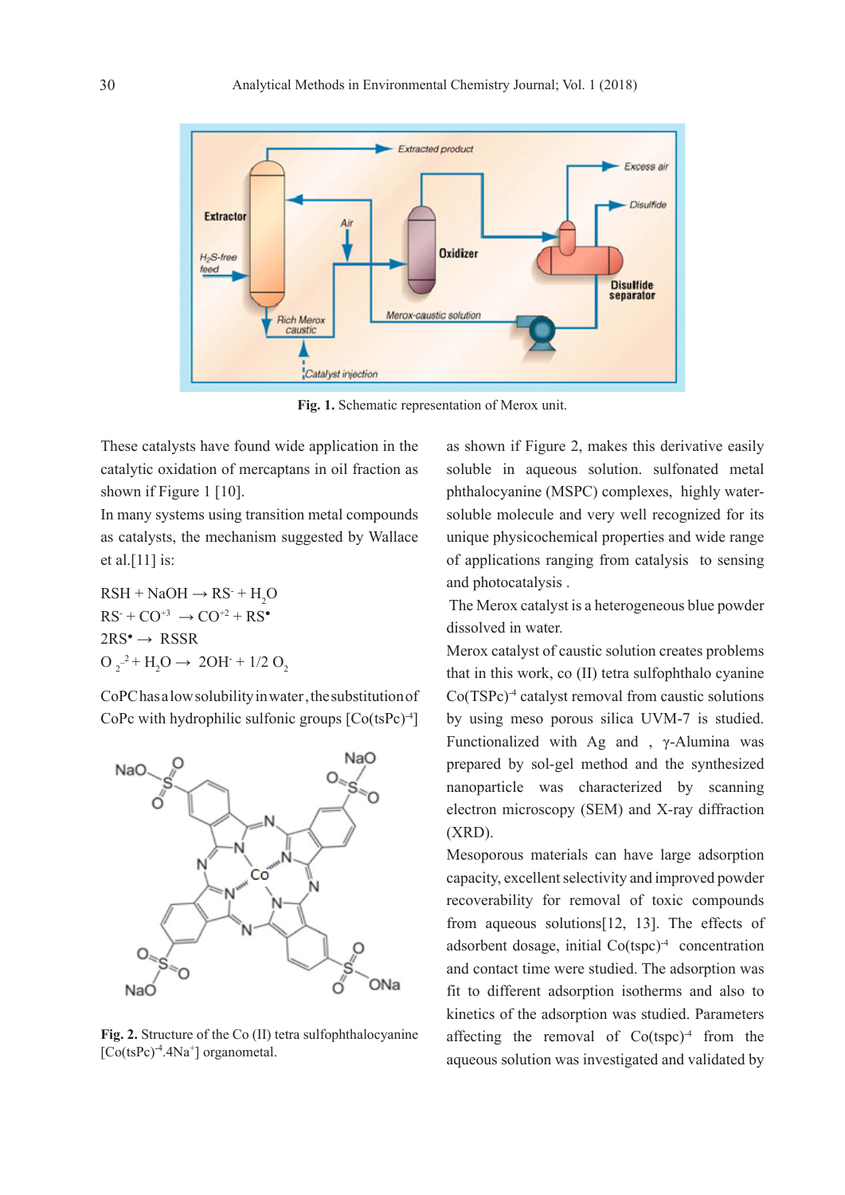Fig. 1. Schematic representation of Merox unit.

These catalysts have found wide application in the catalytic oxidation of mercaptans in oil fraction as shown if Figure 1 [10].

In many systems using transition metal compounds as catalysts, the mechanism suggested by Wallace et al.[11] is:

$RSH + NaOH \rightarrow RS^{-} + H_2O$

$RS^{-} + CO^{+3} \rightarrow CO^{+2} + RS^{\bullet}$

$2RS^{\bullet} \rightarrow RSSR$

$O_2^{-2} + H_2O \rightarrow 2OH^{-} + 1/2\ O_2$

CoPC has a low solubility in water, the substitution of CoPc with hydrophilic sulfonic groups [$Co(tsPc)^{-4}$]

Fig. 2. Structure of the Co (II) tetra sulfophthalocyanine [$Co(tsPc)^{-4}.4Na^{+}$] organometal.

as shown if Figure 2, makes this derivative easily soluble in aqueous solution. sulfonated metal phthalocyanine (MSPC) complexes, highly water-soluble molecule and very well recognized for its unique physicochemical properties and wide range of applications ranging from catalysis to sensing and photocatalysis .

The Merox catalyst is a heterogeneous blue powder dissolved in water.

Merox catalyst of caustic solution creates problems that in this work, co (II) tetra sulfophthalo cyanine $Co(TSPc)^{-4}$ catalyst removal from caustic solutions by using meso porous silica UVM-7 is studied. Functionalized with Ag and , γ-Alumina was prepared by sol-gel method and the synthesized nanoparticle was characterized by scanning electron microscopy (SEM) and X-ray diffraction (XRD).

Mesoporous materials can have large adsorption capacity, excellent selectivity and improved powder recoverability for removal of toxic compounds from aqueous solutions[12, 13]. The effects of adsorbent dosage, initial $Co(tspc)^{-4}$ concentration and contact time were studied. The adsorption was fit to different adsorption isotherms and also to kinetics of the adsorption was studied. Parameters affecting the removal of $Co(tspc)^{-4}$ from the aqueous solution was investigated and validated by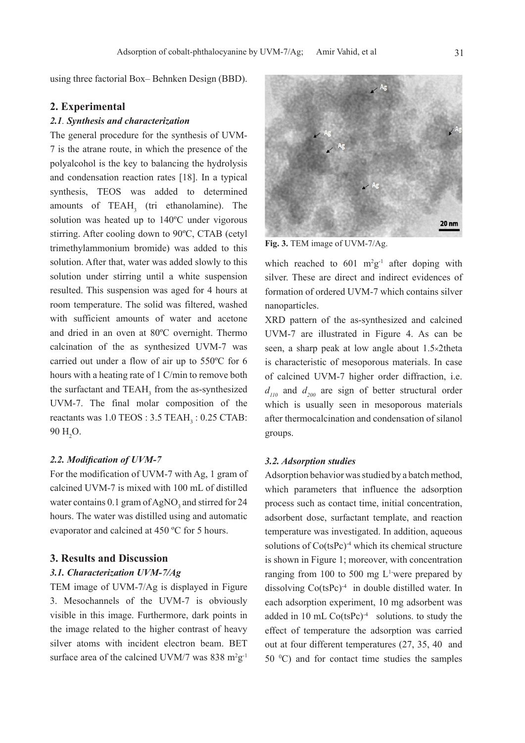using three factorial Box– Behnken Design (BBD).

## 2. Experimental

### *2.1. Synthesis and characterization*

The general procedure for the synthesis of UVM-7 is the atrane route, in which the presence of the polyalcohol is the key to balancing the hydrolysis and condensation reaction rates [18]. In a typical synthesis, TEOS was added to determined amounts of $TEAH_3$ (tri ethanolamine). The solution was heated up to 140ºC under vigorous stirring. After cooling down to 90ºC, CTAB (cetyl trimethylammonium bromide) was added to this solution. After that, water was added slowly to this solution under stirring until a white suspension resulted. This suspension was aged for 4 hours at room temperature. The solid was filtered, washed with sufficient amounts of water and acetone and dried in an oven at 80ºC overnight. Thermo calcination of the as synthesized UVM-7 was carried out under a flow of air up to 550ºC for 6 hours with a heating rate of 1 C/min to remove both the surfactant and $TEAH_3$ from the as-synthesized UVM-7. The final molar composition of the reactants was 1.0 TEOS : 3.5 $TEAH_3$ : 0.25 CTAB: 90 $H_2O$.

### *2.2. Modification of UVM-7*

For the modification of UVM-7 with Ag, 1 gram of calcined UVM-7 is mixed with 100 mL of distilled water contains 0.1 gram of $AgNO_3$ and stirred for 24 hours. The water was distilled using and automatic evaporator and calcined at 450 ºC for 5 hours.

## 3. Results and Discussion

### *3.1. Characterization UVM-7/Ag*

TEM image of UVM-7/Ag is displayed in Figure 3. Mesochannels of the UVM-7 is obviously visible in this image. Furthermore, dark points in the image related to the higher contrast of heavy silver atoms with incident electron beam. BET surface area of the calcined UVM/7 was 838 $m^2g^{-1}$ which reached to 601 $m^2g^{-1}$ after doping with silver. These are direct and indirect evidences of formation of ordered UVM-7 which contains silver nanoparticles.

**Fig. 3.** TEM image of UVM-7/Ag.

XRD pattern of the as-synthesized and calcined UVM-7 are illustrated in Figure 4. As can be seen, a sharp peak at low angle about 1.5×2theta is characteristic of mesoporous materials. In case of calcined UVM-7 higher order diffraction, i.e. $d_{110}$ and $d_{200}$ are sign of better structural order which is usually seen in mesoporous materials after thermocalcination and condensation of silanol groups.

### *3.2. Adsorption studies*

Adsorption behavior was studied by a batch method, which parameters that influence the adsorption process such as contact time, initial concentration, adsorbent dose, surfactant template, and reaction temperature was investigated. In addition, aqueous solutions of $Co(tsPc)^{-4}$ which its chemical structure is shown in Figure 1; moreover, with concentration ranging from 100 to 500 mg $L^{-1}$ were prepared by dissolving $Co(tsPc)^{-4}$ in double distilled water. In each adsorption experiment, 10 mg adsorbent was added in 10 mL $Co(tsPc)^{-4}$ solutions. to study the effect of temperature the adsorption was carried out at four different temperatures (27, 35, 40 and 50 $^0$C) and for contact time studies the samples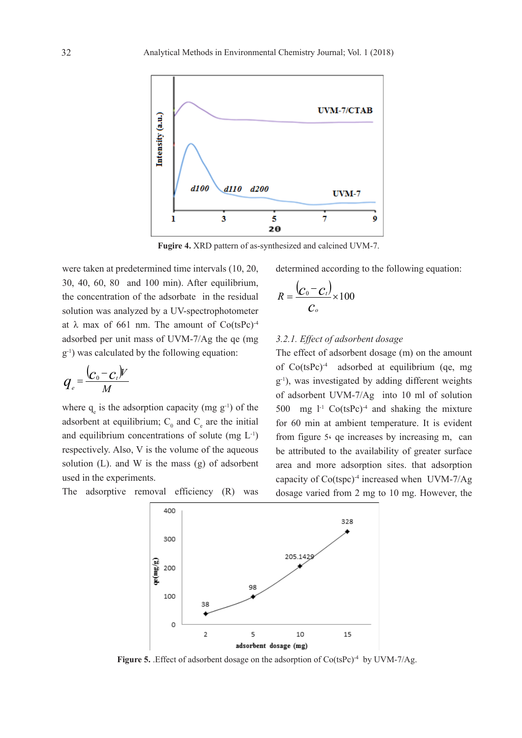Fugire 4. XRD pattern of as-synthesized and calcined UVM-7.

were taken at predetermined time intervals (10, 20, 30, 40, 60, 80 and 100 min). After equilibrium, the concentration of the adsorbate in the residual solution was analyzed by a UV-spectrophotometer at λ max of 661 nm. The amount of $Co(tsPc)^{-4}$ adsorbed per unit mass of UVM-7/Ag the qe (mg $g^{-1}$) was calculated by the following equation:

$$q_e = \frac{(c_0 - c_t)V}{M}$$

where $q_e$ is the adsorption capacity (mg $g^{-1}$) of the adsorbent at equilibrium; $C_0$ and $C_e$ are the initial and equilibrium concentrations of solute (mg $L^{-1}$) respectively. Also, V is the volume of the aqueous solution (L). and W is the mass (g) of adsorbent used in the experiments.

The adsorptive removal efficiency (R) was determined according to the following equation:

$$R = \frac{(c_0 - c_t)}{c_o} \times 100$$

*3.2.1. Effect of adsorbent dosage*

The effect of adsorbent dosage (m) on the amount of $Co(tsPc)^{-4}$ adsorbed at equilibrium (qe, mg $g^{-1}$), was investigated by adding different weights of adsorbent UVM-7/Ag into 10 ml of solution 500 mg $l^{-1}$ $Co(tsPc)^{-4}$ and shaking the mixture for 60 min at ambient temperature. It is evident from figure 5، qe increases by increasing m, can be attributed to the availability of greater surface area and more adsorption sites. that adsorption capacity of $Co(tspc)^{-4}$ increased when UVM-7/Ag dosage varied from 2 mg to 10 mg. However, the

**Figure 5.** .Effect of adsorbent dosage on the adsorption of $Co(tsPc)^{-4}$ by UVM-7/Ag.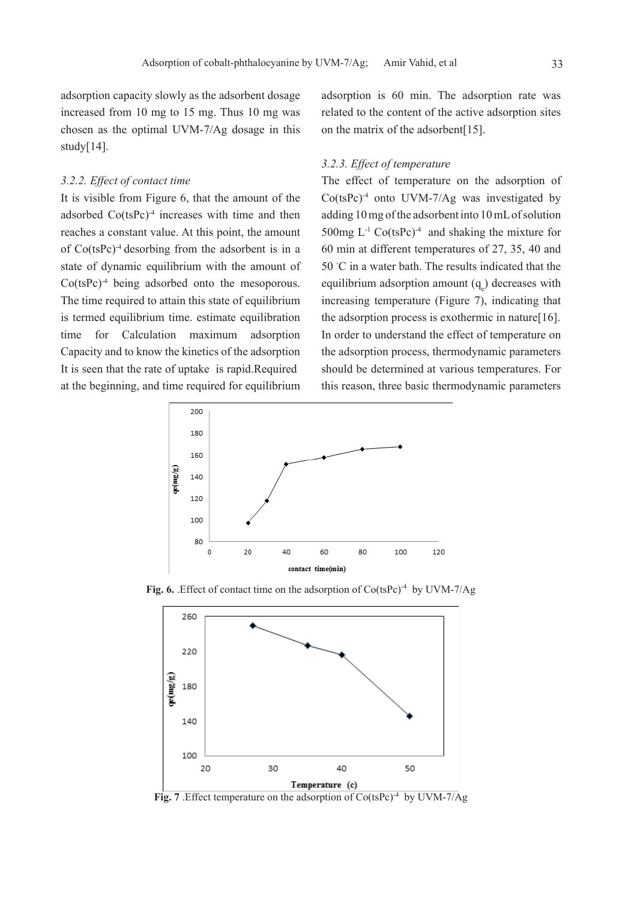adsorption capacity slowly as the adsorbent dosage increased from 10 mg to 15 mg. Thus 10 mg was chosen as the optimal UVM-7/Ag dosage in this study[14].

### *3.2.2. Effect of contact time*

It is visible from Figure 6, that the amount of the adsorbed $Co(tsPc)^{-4}$ increases with time and then reaches a constant value. At this point, the amount of $Co(tsPc)^{-4}$ desorbing from the adsorbent is in a state of dynamic equilibrium with the amount of $Co(tsPc)^{-4}$ being adsorbed onto the mesoporous. The time required to attain this state of equilibrium is termed equilibrium time. estimate equilibration time for Calculation maximum adsorption Capacity and to know the kinetics of the adsorption It is seen that the rate of uptake is rapid.Required at the beginning, and time required for equilibrium adsorption is 60 min. The adsorption rate was related to the content of the active adsorption sites on the matrix of the adsorbent[15].

### *3.2.3. Effect of temperature*

The effect of temperature on the adsorption of $Co(tsPc)^{-4}$ onto UVM-7/Ag was investigated by adding 10 mg of the adsorbent into 10 mL of solution 500mg $L^{-1}$ $Co(tsPc)^{-4}$ and shaking the mixture for 60 min at different temperatures of 27, 35, 40 and 50 °C in a water bath. The results indicated that the equilibrium adsorption amount ($q_e$) decreases with increasing temperature (Figure 7), indicating that the adsorption process is exothermic in nature[16]. In order to understand the effect of temperature on the adsorption process, thermodynamic parameters should be determined at various temperatures. For this reason, three basic thermodynamic parameters

**Fig. 6.** .Effect of contact time on the adsorption of $Co(tsPc)^{-4}$ by UVM-7/Ag

**Fig. 7** .Effect temperature on the adsorption of $Co(tsPc)^{-4}$ by UVM-7/Ag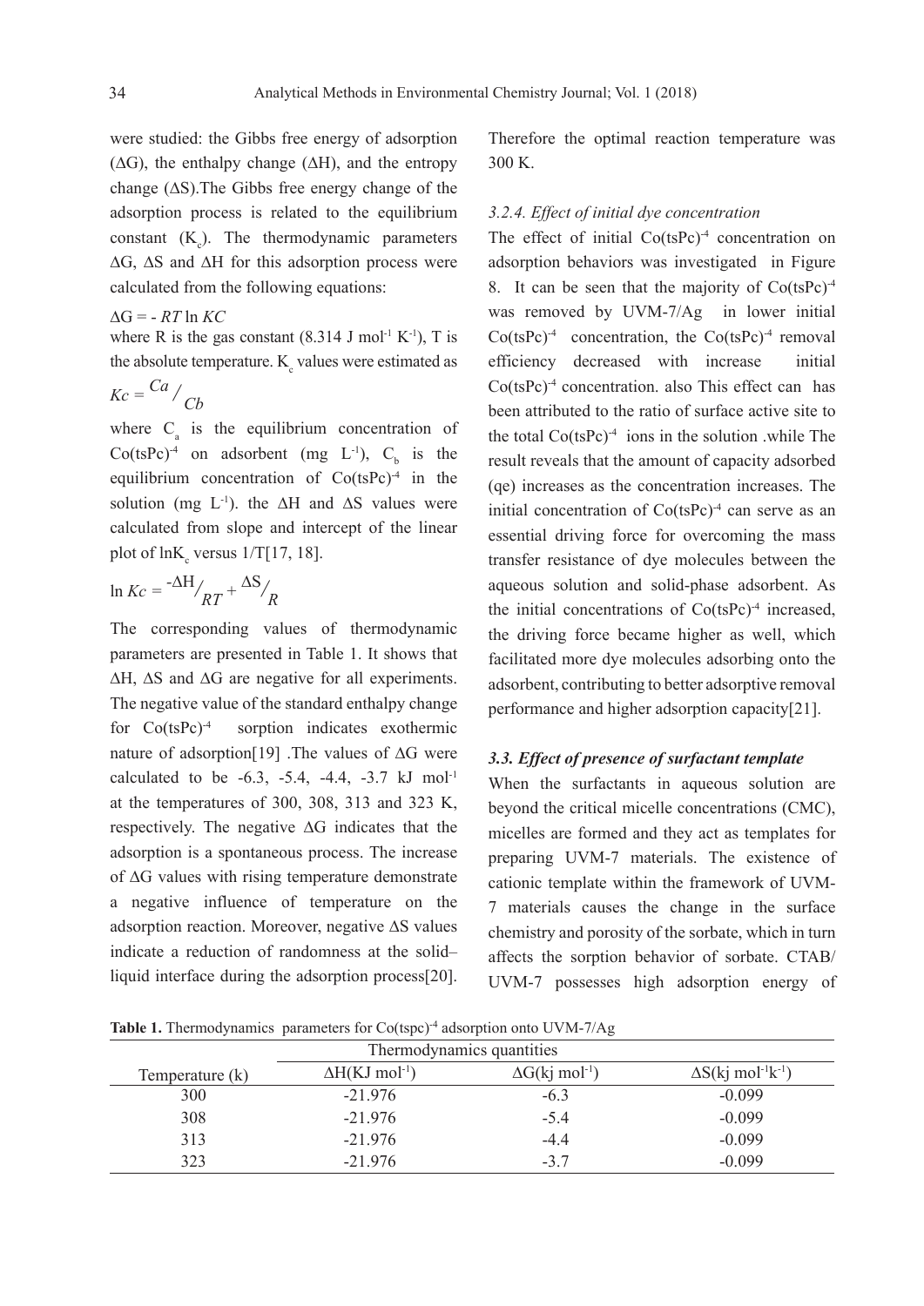were studied: the Gibbs free energy of adsorption ($\Delta G$), the enthalpy change ($\Delta H$), and the entropy change ($\Delta S$).The Gibbs free energy change of the adsorption process is related to the equilibrium constant ($K_c$). The thermodynamic parameters $\Delta G$, $\Delta S$ and $\Delta H$ for this adsorption process were calculated from the following equations:

$$\Delta G = - RT \ln KC$$

where R is the gas constant (8.314 J $mol^{-1}$ $K^{-1}$), T is the absolute temperature. $K_c$ values were estimated as

$$Kc = {}^{Ca}/_{Cb}$$

where $C_a$ is the equilibrium concentration of $Co(tsPc)^{-4}$ on adsorbent (mg $L^{-1}$), $C_b$ is the equilibrium concentration of $Co(tsPc)^{-4}$ in the solution (mg $L^{-1}$). the $\Delta H$ and $\Delta S$ values were calculated from slope and intercept of the linear plot of $\ln K_c$ versus 1/T[17, 18].

$$\ln Kc = {}^{-\Delta H}/_{RT} + {}^{\Delta S}/_{R}$$

The corresponding values of thermodynamic parameters are presented in Table 1. It shows that $\Delta H$, $\Delta S$ and $\Delta G$ are negative for all experiments. The negative value of the standard enthalpy change for $Co(tsPc)^{-4}$ sorption indicates exothermic nature of adsorption[19] .The values of $\Delta G$ were calculated to be -6.3, -5.4, -4.4, -3.7 kJ $mol^{-1}$ at the temperatures of 300, 308, 313 and 323 K, respectively. The negative $\Delta G$ indicates that the adsorption is a spontaneous process. The increase of $\Delta G$ values with rising temperature demonstrate a negative influence of temperature on the adsorption reaction. Moreover, negative $\Delta S$ values indicate a reduction of randomness at the solid–liquid interface during the adsorption process[20]. Therefore the optimal reaction temperature was 300 K.

### *3.2.4. Effect of initial dye concentration*

The effect of initial $Co(tsPc)^{-4}$ concentration on adsorption behaviors was investigated in Figure 8. It can be seen that the majority of $Co(tsPc)^{-4}$ was removed by UVM-7/Ag in lower initial $Co(tsPc)^{-4}$ concentration, the $Co(tsPc)^{-4}$ removal efficiency decreased with increase initial $Co(tsPc)^{-4}$ concentration. also This effect can has been attributed to the ratio of surface active site to the total $Co(tsPc)^{-4}$ ions in the solution .while The result reveals that the amount of capacity adsorbed (qe) increases as the concentration increases. The initial concentration of $Co(tsPc)^{-4}$ can serve as an essential driving force for overcoming the mass transfer resistance of dye molecules between the aqueous solution and solid-phase adsorbent. As the initial concentrations of $Co(tsPc)^{-4}$ increased, the driving force became higher as well, which facilitated more dye molecules adsorbing onto the adsorbent, contributing to better adsorptive removal performance and higher adsorption capacity[21].

### **3.3. Effect of presence of surfactant template**

When the surfactants in aqueous solution are beyond the critical micelle concentrations (CMC), micelles are formed and they act as templates for preparing UVM-7 materials. The existence of cationic template within the framework of UVM-7 materials causes the change in the surface chemistry and porosity of the sorbate, which in turn affects the sorption behavior of sorbate. CTAB/UVM-7 possesses high adsorption energy of

**Table 1.** Thermodynamics parameters for $Co(tspc)^{-4}$ adsorption onto UVM-7/Ag

| | Thermodynamics quantities | | |
|---|---|---|---|
| Temperature (k) | $\Delta H$(KJ $mol^{-1}$) | $\Delta G$(kj $mol^{-1}$) | $\Delta S$(kj $mol^{-1}k^{-1}$) |
| 300 | -21.976 | -6.3 | -0.099 |
| 308 | -21.976 | -5.4 | -0.099 |
| 313 | -21.976 | -4.4 | -0.099 |
| 323 | -21.976 | -3.7 | -0.099 |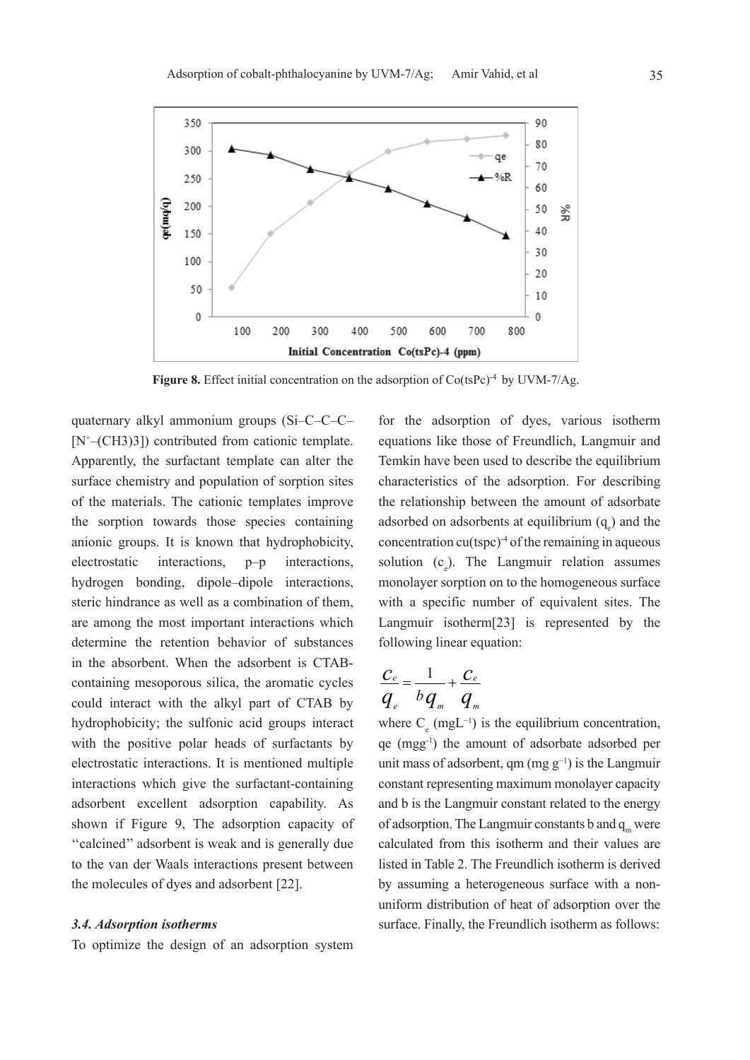**Figure 8.** Effect initial concentration on the adsorption of $Co(tsPc)^{-4}$ by UVM-7/Ag.

quaternary alkyl ammonium groups (Si–C–C–C–[$N^+$–(CH3)3]) contributed from cationic template. Apparently, the surfactant template can alter the surface chemistry and population of sorption sites of the materials. The cationic templates improve the sorption towards those species containing anionic groups. It is known that hydrophobicity, electrostatic interactions, p–p interactions, hydrogen bonding, dipole–dipole interactions, steric hindrance as well as a combination of them, are among the most important interactions which determine the retention behavior of substances in the absorbent. When the adsorbent is CTAB-containing mesoporous silica, the aromatic cycles could interact with the alkyl part of CTAB by hydrophobicity; the sulfonic acid groups interact with the positive polar heads of surfactants by electrostatic interactions. It is mentioned multiple interactions which give the surfactant-containing adsorbent excellent adsorption capability. As shown if Figure 9, The adsorption capacity of ''calcined'' adsorbent is weak and is generally due to the van der Waals interactions present between the molecules of dyes and adsorbent [22].

### *3.4. Adsorption isotherms*

To optimize the design of an adsorption system for the adsorption of dyes, various isotherm equations like those of Freundlich, Langmuir and Temkin have been used to describe the equilibrium characteristics of the adsorption. For describing the relationship between the amount of adsorbate adsorbed on adsorbents at equilibrium ($q_e$) and the concentration $cu(tspc)^{-4}$ of the remaining in aqueous solution ($c_e$). The Langmuir relation assumes monolayer sorption on to the homogeneous surface with a specific number of equivalent sites. The Langmuir isotherm[23] is represented by the following linear equation:

$$\frac{c_e}{q_e} = \frac{1}{bq_m} + \frac{c_e}{q_m}$$

where $C_e$ ($mgL^{-1}$) is the equilibrium concentration, qe ($mgg^{-1}$) the amount of adsorbate adsorbed per unit mass of adsorbent, qm ($mg\ g^{-1}$) is the Langmuir constant representing maximum monolayer capacity and b is the Langmuir constant related to the energy of adsorption. The Langmuir constants b and $q_m$ were calculated from this isotherm and their values are listed in Table 2. The Freundlich isotherm is derived by assuming a heterogeneous surface with a non-uniform distribution of heat of adsorption over the surface. Finally, the Freundlich isotherm as follows: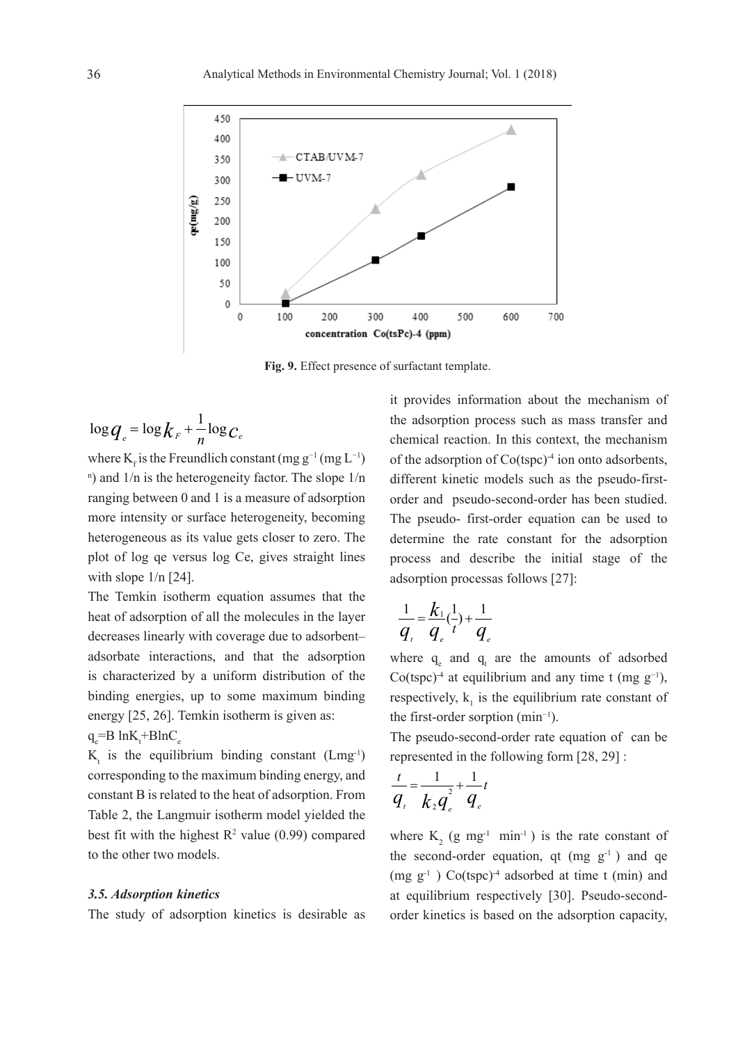**Fig. 9.** Effect presence of surfactant template.

$$\log q_e = \log k_F + \frac{1}{n}\log C_e$$

where $K_f$ is the Freundlich constant (mg g$^{-1}$ (mg L$^{-1}$)$^n$) and 1/n is the heterogeneity factor. The slope 1/n ranging between 0 and 1 is a measure of adsorption more intensity or surface heterogeneity, becoming heterogeneous as its value gets closer to zero. The plot of log qe versus log Ce, gives straight lines with slope 1/n [24].

The Temkin isotherm equation assumes that the heat of adsorption of all the molecules in the layer decreases linearly with coverage due to adsorbent–adsorbate interactions, and that the adsorption is characterized by a uniform distribution of the binding energies, up to some maximum binding energy [25, 26]. Temkin isotherm is given as:

$q_e = B \ln K_t + B \ln C_e$

$K_t$ is the equilibrium binding constant (Lmg$^{-1}$) corresponding to the maximum binding energy, and constant B is related to the heat of adsorption. From Table 2, the Langmuir isotherm model yielded the best fit with the highest $R^2$ value (0.99) compared to the other two models.

### 3.5. Adsorption kinetics

The study of adsorption kinetics is desirable as it provides information about the mechanism of the adsorption process such as mass transfer and chemical reaction. In this context, the mechanism of the adsorption of $Co(tspc)^{-4}$ ion onto adsorbents, different kinetic models such as the pseudo-first-order and pseudo-second-order has been studied. The pseudo- first-order equation can be used to determine the rate constant for the adsorption process and describe the initial stage of the adsorption processas follows [27]:

$$\frac{1}{q_t} = \frac{k_1}{q_e}\left(\frac{1}{t}\right) + \frac{1}{q_e}$$

where $q_e$ and $q_t$ are the amounts of adsorbed $Co(tspc)^{-4}$ at equilibrium and any time t (mg g$^{-1}$), respectively, $k_1$ is the equilibrium rate constant of the first-order sorption (min$^{-1}$).

The pseudo-second-order rate equation of can be represented in the following form [28, 29] :

$$\frac{t}{q_t} = \frac{1}{k_2 q_e^2} + \frac{1}{q_e}t$$

where $K_2$ (g mg$^{-1}$ min$^{-1}$) is the rate constant of the second-order equation, qt (mg g$^{-1}$) and qe (mg g$^{-1}$) $Co(tspc)^{-4}$ adsorbed at time t (min) and at equilibrium respectively [30]. Pseudo-second-order kinetics is based on the adsorption capacity,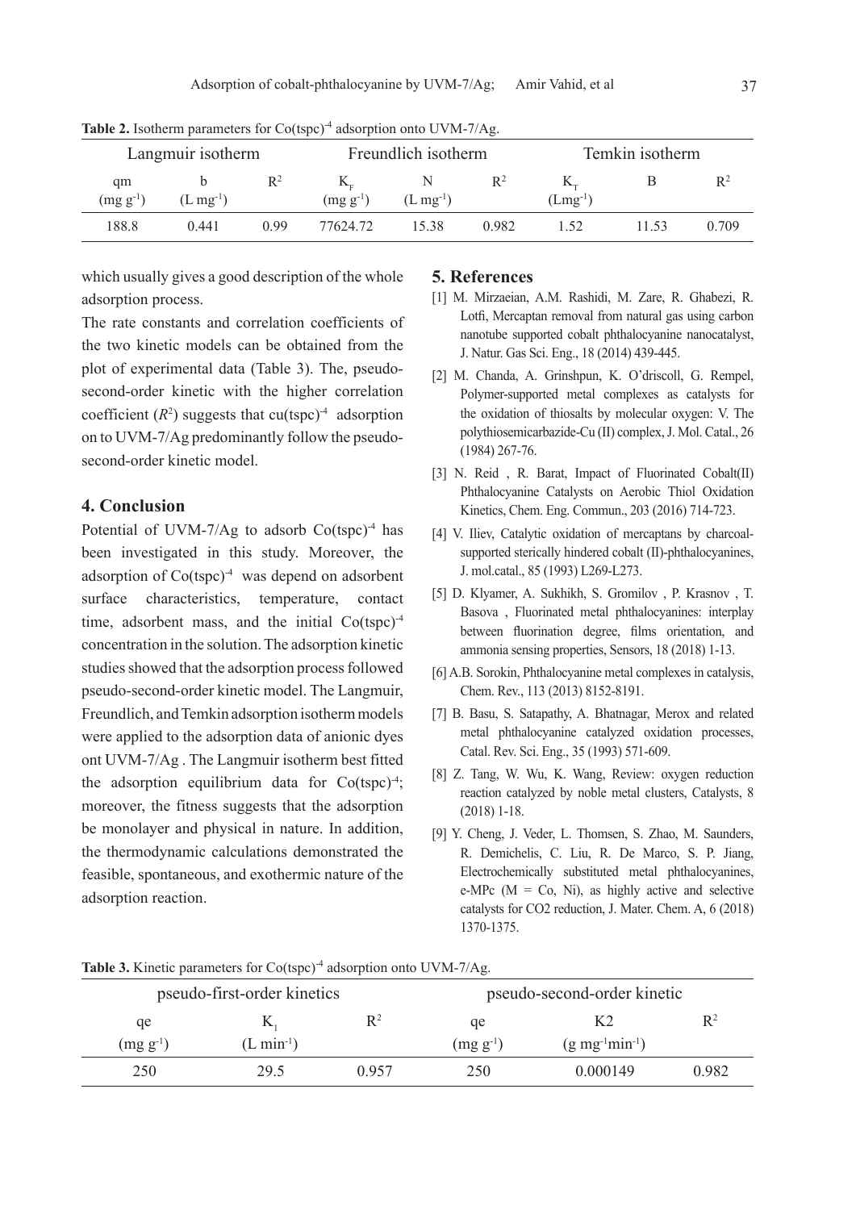**Table 2.** Isotherm parameters for $Co(tspc)^{-4}$ adsorption onto UVM-7/Ag.

| Langmuir isotherm | | | Freundlich isotherm | | | Temkin isotherm | | |
|---|---|---|---|---|---|---|---|---|
| qm ($mg\ g^{-1}$) | b ($L\ mg^{-1}$) | $R^2$ | $K_F$ ($mg\ g^{-1}$) | N ($L\ mg^{-1}$) | $R^2$ | $K_T$ ($Lmg^{-1}$) | B | $R^2$ |
| 188.8 | 0.441 | 0.99 | 77624.72 | 15.38 | 0.982 | 1.52 | 11.53 | 0.709 |

which usually gives a good description of the whole adsorption process.

The rate constants and correlation coefficients of the two kinetic models can be obtained from the plot of experimental data (Table 3). The, pseudo-second-order kinetic with the higher correlation coefficient ($R^2$) suggests that $cu(tspc)^{-4}$ adsorption on to UVM-7/Ag predominantly follow the pseudo-second-order kinetic model.

## 4. Conclusion

Potential of UVM-7/Ag to adsorb $Co(tspc)^{-4}$ has been investigated in this study. Moreover, the adsorption of $Co(tspc)^{-4}$ was depend on adsorbent surface characteristics, temperature, contact time, adsorbent mass, and the initial $Co(tspc)^{-4}$ concentration in the solution. The adsorption kinetic studies showed that the adsorption process followed pseudo-second-order kinetic model. The Langmuir, Freundlich, and Temkin adsorption isotherm models were applied to the adsorption data of anionic dyes ont UVM-7/Ag . The Langmuir isotherm best fitted the adsorption equilibrium data for $Co(tspc)^{-4}$; moreover, the fitness suggests that the adsorption be monolayer and physical in nature. In addition, the thermodynamic calculations demonstrated the feasible, spontaneous, and exothermic nature of the adsorption reaction.

## 5. References

[1] M. Mirzaeian, A.M. Rashidi, M. Zare, R. Ghabezi, R. Lotfi, Mercaptan removal from natural gas using carbon nanotube supported cobalt phthalocyanine nanocatalyst, J. Natur. Gas Sci. Eng., 18 (2014) 439-445.

[2] M. Chanda, A. Grinshpun, K. O'driscoll, G. Rempel, Polymer-supported metal complexes as catalysts for the oxidation of thiosalts by molecular oxygen: V. The polythiosemicarbazide-Cu (II) complex, J. Mol. Catal., 26 (1984) 267-76.

[3] N. Reid , R. Barat, Impact of Fluorinated Cobalt(II) Phthalocyanine Catalysts on Aerobic Thiol Oxidation Kinetics, Chem. Eng. Commun., 203 (2016) 714-723.

[4] V. Iliev, Catalytic oxidation of mercaptans by charcoal-supported sterically hindered cobalt (II)-phthalocyanines, J. mol.catal., 85 (1993) L269-L273.

[5] D. Klyamer, A. Sukhikh, S. Gromilov , P. Krasnov , T. Basova , Fluorinated metal phthalocyanines: interplay between fluorination degree, films orientation, and ammonia sensing properties, Sensors, 18 (2018) 1-13.

[6] A.B. Sorokin, Phthalocyanine metal complexes in catalysis, Chem. Rev., 113 (2013) 8152-8191.

[7] B. Basu, S. Satapathy, A. Bhatnagar, Merox and related metal phthalocyanine catalyzed oxidation processes, Catal. Rev. Sci. Eng., 35 (1993) 571-609.

[8] Z. Tang, W. Wu, K. Wang, Review: oxygen reduction reaction catalyzed by noble metal clusters, Catalysts, 8 (2018) 1-18.

[9] Y. Cheng, J. Veder, L. Thomsen, S. Zhao, M. Saunders, R. Demichelis, C. Liu, R. De Marco, S. P. Jiang, Electrochemically substituted metal phthalocyanines, e-MPc (M = Co, Ni), as highly active and selective catalysts for CO2 reduction, J. Mater. Chem. A, 6 (2018) 1370-1375.

**Table 3.** Kinetic parameters for $Co(tspc)^{-4}$ adsorption onto UVM-7/Ag.

| pseudo-first-order kinetics | | | pseudo-second-order kinetic | | |
|---|---|---|---|---|---|
| qe ($mg\ g^{-1}$) | $K_1$ ($L\ min^{-1}$) | $R^2$ | qe ($mg\ g^{-1}$) | K2 ($g\ mg^{-1}min^{-1}$) | $R^2$ |
| 250 | 29.5 | 0.957 | 250 | 0.000149 | 0.982 |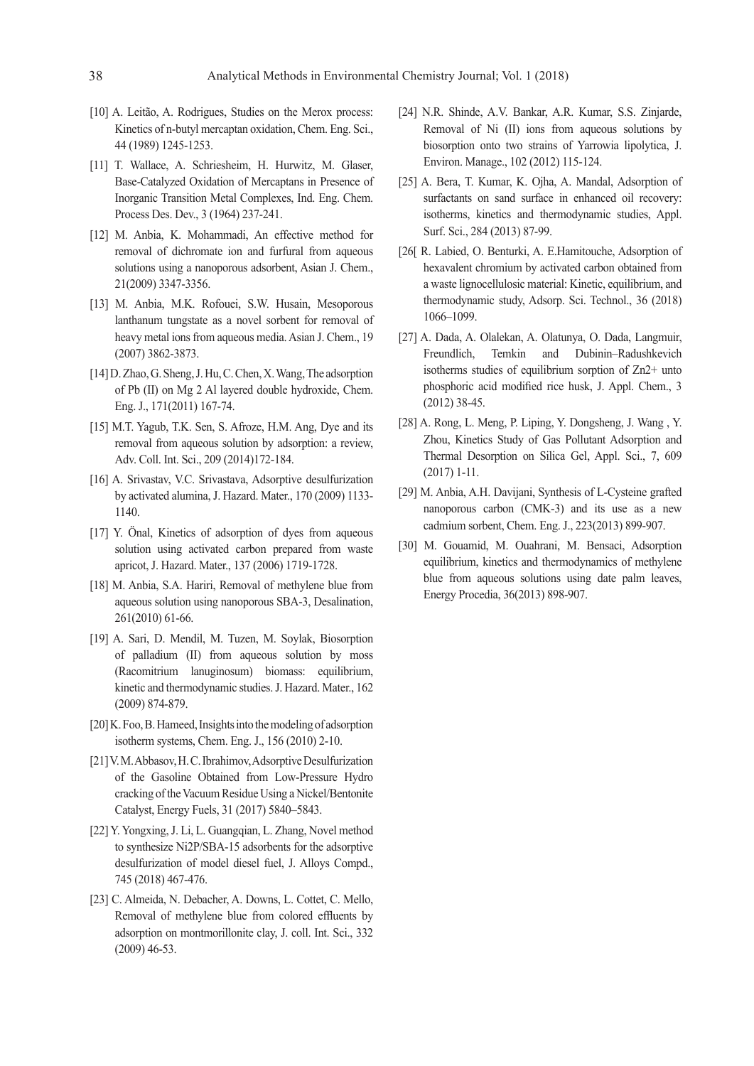[10] A. Leitão, A. Rodrigues, Studies on the Merox process: Kinetics of n-butyl mercaptan oxidation, Chem. Eng. Sci., 44 (1989) 1245-1253.

[11] T. Wallace, A. Schriesheim, H. Hurwitz, M. Glaser, Base-Catalyzed Oxidation of Mercaptans in Presence of Inorganic Transition Metal Complexes, Ind. Eng. Chem. Process Des. Dev., 3 (1964) 237-241.

[12] M. Anbia, K. Mohammadi, An effective method for removal of dichromate ion and furfural from aqueous solutions using a nanoporous adsorbent, Asian J. Chem., 21(2009) 3347-3356.

[13] M. Anbia, M.K. Rofouei, S.W. Husain, Mesoporous lanthanum tungstate as a novel sorbent for removal of heavy metal ions from aqueous media. Asian J. Chem., 19 (2007) 3862-3873.

[14] D. Zhao, G. Sheng, J. Hu, C. Chen, X. Wang, The adsorption of Pb (II) on Mg 2 Al layered double hydroxide, Chem. Eng. J., 171(2011) 167-74.

[15] M.T. Yagub, T.K. Sen, S. Afroze, H.M. Ang, Dye and its removal from aqueous solution by adsorption: a review, Adv. Coll. Int. Sci., 209 (2014)172-184.

[16] A. Srivastav, V.C. Srivastava, Adsorptive desulfurization by activated alumina, J. Hazard. Mater., 170 (2009) 1133-1140.

[17] Y. Önal, Kinetics of adsorption of dyes from aqueous solution using activated carbon prepared from waste apricot, J. Hazard. Mater., 137 (2006) 1719-1728.

[18] M. Anbia, S.A. Hariri, Removal of methylene blue from aqueous solution using nanoporous SBA-3, Desalination, 261(2010) 61-66.

[19] A. Sari, D. Mendil, M. Tuzen, M. Soylak, Biosorption of palladium (II) from aqueous solution by moss (Racomitrium lanuginosum) biomass: equilibrium, kinetic and thermodynamic studies. J. Hazard. Mater., 162 (2009) 874-879.

[20] K. Foo, B. Hameed, Insights into the modeling of adsorption isotherm systems, Chem. Eng. J., 156 (2010) 2-10.

[21] V.M. Abbasov, H.C. Ibrahimov, Adsorptive Desulfurization of the Gasoline Obtained from Low-Pressure Hydro cracking of the Vacuum Residue Using a Nickel/Bentonite Catalyst, Energy Fuels, 31 (2017) 5840–5843.

[22] Y. Yongxing, J. Li, L. Guangqian, L. Zhang, Novel method to synthesize Ni2P/SBA-15 adsorbents for the adsorptive desulfurization of model diesel fuel, J. Alloys Compd., 745 (2018) 467-476.

[23] C. Almeida, N. Debacher, A. Downs, L. Cottet, C. Mello, Removal of methylene blue from colored effluents by adsorption on montmorillonite clay, J. coll. Int. Sci., 332 (2009) 46-53.

[24] N.R. Shinde, A.V. Bankar, A.R. Kumar, S.S. Zinjarde, Removal of Ni (II) ions from aqueous solutions by biosorption onto two strains of Yarrowia lipolytica, J. Environ. Manage., 102 (2012) 115-124.

[25] A. Bera, T. Kumar, K. Ojha, A. Mandal, Adsorption of surfactants on sand surface in enhanced oil recovery: isotherms, kinetics and thermodynamic studies, Appl. Surf. Sci., 284 (2013) 87-99.

[26[ R. Labied, O. Benturki, A. E.Hamitouche, Adsorption of hexavalent chromium by activated carbon obtained from a waste lignocellulosic material: Kinetic, equilibrium, and thermodynamic study, Adsorp. Sci. Technol., 36 (2018) 1066–1099.

[27] A. Dada, A. Olalekan, A. Olatunya, O. Dada, Langmuir, Freundlich, Temkin and Dubinin–Radushkevich isotherms studies of equilibrium sorption of Zn2+ unto phosphoric acid modified rice husk, J. Appl. Chem., 3 (2012) 38-45.

[28] A. Rong, L. Meng, P. Liping, Y. Dongsheng, J. Wang , Y. Zhou, Kinetics Study of Gas Pollutant Adsorption and Thermal Desorption on Silica Gel, Appl. Sci., 7, 609 (2017) 1-11.

[29] M. Anbia, A.H. Davijani, Synthesis of L-Cysteine grafted nanoporous carbon (CMK-3) and its use as a new cadmium sorbent, Chem. Eng. J., 223(2013) 899-907.

[30] M. Gouamid, M. Ouahrani, M. Bensaci, Adsorption equilibrium, kinetics and thermodynamics of methylene blue from aqueous solutions using date palm leaves, Energy Procedia, 36(2013) 898-907.